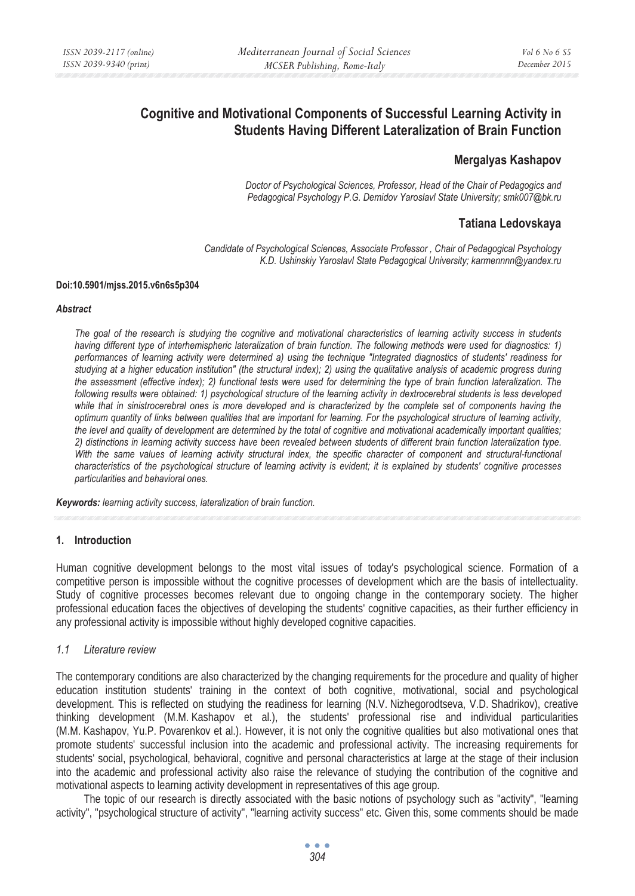# Cognitive and Motivational Components of Successful Learning Activity in Students Having Different Lateralization of Brain Function

## Mergalyas Kashapov

*Doctor of Psychological Sciences, Professor, Head of the Chair of Pedagogics and Pedagogical Psychology P.G. Demidov Yaroslavl State University; smk007@bk.ru*

## Tatiana Ledovskaya

*Candidate of Psychological Sciences, Associate Professor , Chair of Pedagogical Psychology K.D. Ushinskiy Yaroslavl State Pedagogical University; karmennnn@yandex.ru*

**Doi:10.5901/mjss.2015.v6n6s5p304**

***Abstract***

*The goal of the research is studying the cognitive and motivational characteristics of learning activity success in students having different type of interhemispheric lateralization of brain function. The following methods were used for diagnostics: 1) performances of learning activity were determined a) using the technique "Integrated diagnostics of students' readiness for studying at a higher education institution" (the structural index); 2) using the qualitative analysis of academic progress during the assessment (effective index); 2) functional tests were used for determining the type of brain function lateralization. The following results were obtained: 1) psychological structure of the learning activity in dextrocerebral students is less developed while that in sinistrocerebral ones is more developed and is characterized by the complete set of components having the optimum quantity of links between qualities that are important for learning. For the psychological structure of learning activity, the level and quality of development are determined by the total of cognitive and motivational academically important qualities; 2) distinctions in learning activity success have been revealed between students of different brain function lateralization type. With the same values of learning activity structural index, the specific character of component and structural-functional characteristics of the psychological structure of learning activity is evident; it is explained by students' cognitive processes particularities and behavioral ones.*

***Keywords:*** *learning activity success, lateralization of brain function.*

## 1. Introduction

Human cognitive development belongs to the most vital issues of today's psychological science. Formation of a competitive person is impossible without the cognitive processes of development which are the basis of intellectuality. Study of cognitive processes becomes relevant due to ongoing change in the contemporary society. The higher professional education faces the objectives of developing the students' cognitive capacities, as their further efficiency in any professional activity is impossible without highly developed cognitive capacities.

### *1.1 Literature review*

The contemporary conditions are also characterized by the changing requirements for the procedure and quality of higher education institution students' training in the context of both cognitive, motivational, social and psychological development. This is reflected on studying the readiness for learning (N.V. Nizhegorodtseva, V.D. Shadrikov), creative thinking development (M.M. Kashapov et al.), the students' professional rise and individual particularities (M.M. Kashapov, Yu.P. Povarenkov et al.). However, it is not only the cognitive qualities but also motivational ones that promote students' successful inclusion into the academic and professional activity. The increasing requirements for students' social, psychological, behavioral, cognitive and personal characteristics at large at the stage of their inclusion into the academic and professional activity also raise the relevance of studying the contribution of the cognitive and motivational aspects to learning activity development in representatives of this age group.

The topic of our research is directly associated with the basic notions of psychology such as "activity", "learning activity", "psychological structure of activity", "learning activity success" etc. Given this, some comments should be made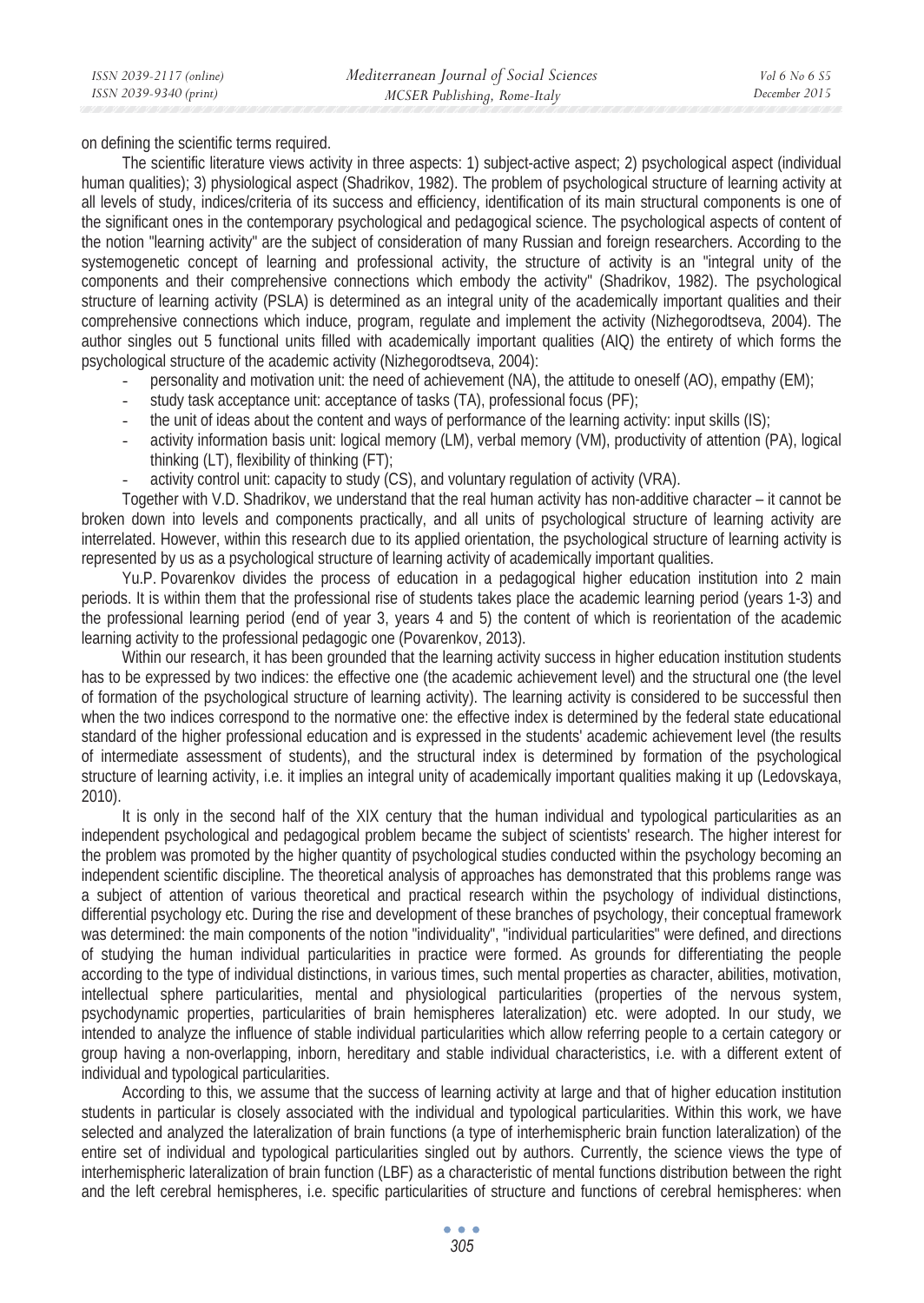on defining the scientific terms required.

The scientific literature views activity in three aspects: 1) subject-active aspect; 2) psychological aspect (individual human qualities); 3) physiological aspect (Shadrikov, 1982). The problem of psychological structure of learning activity at all levels of study, indices/criteria of its success and efficiency, identification of its main structural components is one of the significant ones in the contemporary psychological and pedagogical science. The psychological aspects of content of the notion "learning activity" are the subject of consideration of many Russian and foreign researchers. According to the systemogenetic concept of learning and professional activity, the structure of activity is an "integral unity of the components and their comprehensive connections which embody the activity" (Shadrikov, 1982). The psychological structure of learning activity (PSLA) is determined as an integral unity of the academically important qualities and their comprehensive connections which induce, program, regulate and implement the activity (Nizhegorodtseva, 2004). The author singles out 5 functional units filled with academically important qualities (AIQ) the entirety of which forms the psychological structure of the academic activity (Nizhegorodtseva, 2004):

- personality and motivation unit: the need of achievement (NA), the attitude to oneself (AO), empathy (EM);
- study task acceptance unit: acceptance of tasks (TA), professional focus (PF);
- the unit of ideas about the content and ways of performance of the learning activity: input skills (IS);
- activity information basis unit: logical memory (LM), verbal memory (VM), productivity of attention (PA), logical thinking (LT), flexibility of thinking (FT);
- activity control unit: capacity to study (CS), and voluntary regulation of activity (VRA).

Together with V.D. Shadrikov, we understand that the real human activity has non-additive character – it cannot be broken down into levels and components practically, and all units of psychological structure of learning activity are interrelated. However, within this research due to its applied orientation, the psychological structure of learning activity is represented by us as a psychological structure of learning activity of academically important qualities.

Yu.P. Povarenkov divides the process of education in a pedagogical higher education institution into 2 main periods. It is within them that the professional rise of students takes place the academic learning period (years 1-3) and the professional learning period (end of year 3, years 4 and 5) the content of which is reorientation of the academic learning activity to the professional pedagogic one (Povarenkov, 2013).

Within our research, it has been grounded that the learning activity success in higher education institution students has to be expressed by two indices: the effective one (the academic achievement level) and the structural one (the level of formation of the psychological structure of learning activity). The learning activity is considered to be successful then when the two indices correspond to the normative one: the effective index is determined by the federal state educational standard of the higher professional education and is expressed in the students' academic achievement level (the results of intermediate assessment of students), and the structural index is determined by formation of the psychological structure of learning activity, i.e. it implies an integral unity of academically important qualities making it up (Ledovskaya, 2010).

It is only in the second half of the XIX century that the human individual and typological particularities as an independent psychological and pedagogical problem became the subject of scientists' research. The higher interest for the problem was promoted by the higher quantity of psychological studies conducted within the psychology becoming an independent scientific discipline. The theoretical analysis of approaches has demonstrated that this problems range was a subject of attention of various theoretical and practical research within the psychology of individual distinctions, differential psychology etc. During the rise and development of these branches of psychology, their conceptual framework was determined: the main components of the notion "individuality", "individual particularities" were defined, and directions of studying the human individual particularities in practice were formed. As grounds for differentiating the people according to the type of individual distinctions, in various times, such mental properties as character, abilities, motivation, intellectual sphere particularities, mental and physiological particularities (properties of the nervous system, psychodynamic properties, particularities of brain hemispheres lateralization) etc. were adopted. In our study, we intended to analyze the influence of stable individual particularities which allow referring people to a certain category or group having a non-overlapping, inborn, hereditary and stable individual characteristics, i.e. with a different extent of individual and typological particularities.

According to this, we assume that the success of learning activity at large and that of higher education institution students in particular is closely associated with the individual and typological particularities. Within this work, we have selected and analyzed the lateralization of brain functions (a type of interhemispheric brain function lateralization) of the entire set of individual and typological particularities singled out by authors. Currently, the science views the type of interhemispheric lateralization of brain function (LBF) as a characteristic of mental functions distribution between the right and the left cerebral hemispheres, i.e. specific particularities of structure and functions of cerebral hemispheres: when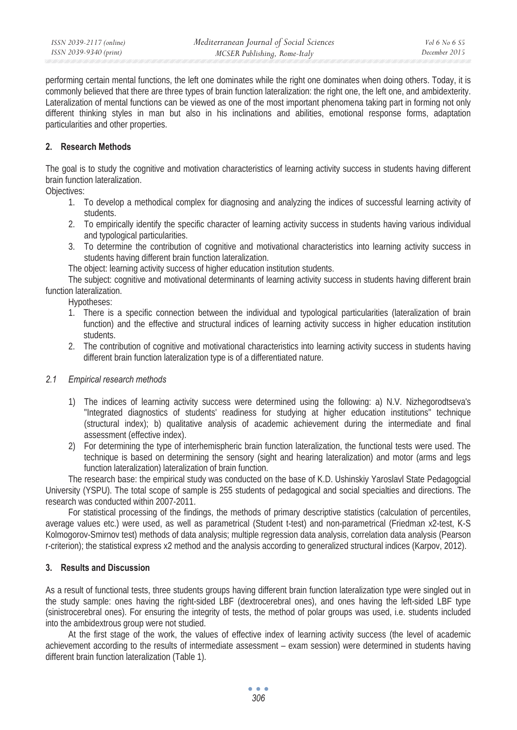performing certain mental functions, the left one dominates while the right one dominates when doing others. Today, it is commonly believed that there are three types of brain function lateralization: the right one, the left one, and ambidexterity. Lateralization of mental functions can be viewed as one of the most important phenomena taking part in forming not only different thinking styles in man but also in his inclinations and abilities, emotional response forms, adaptation particularities and other properties.

## 2. Research Methods

The goal is to study the cognitive and motivation characteristics of learning activity success in students having different brain function lateralization.

Objectives:

1. To develop a methodical complex for diagnosing and analyzing the indices of successful learning activity of students.
2. To empirically identify the specific character of learning activity success in students having various individual and typological particularities.
3. To determine the contribution of cognitive and motivational characteristics into learning activity success in students having different brain function lateralization.

The object: learning activity success of higher education institution students.

The subject: cognitive and motivational determinants of learning activity success in students having different brain function lateralization.

Hypotheses:

1. There is a specific connection between the individual and typological particularities (lateralization of brain function) and the effective and structural indices of learning activity success in higher education institution students.
2. The contribution of cognitive and motivational characteristics into learning activity success in students having different brain function lateralization type is of a differentiated nature.

### *2.1 Empirical research methods*

1) The indices of learning activity success were determined using the following: a) N.V. Nizhegorodtseva's "Integrated diagnostics of students' readiness for studying at higher education institutions" technique (structural index); b) qualitative analysis of academic achievement during the intermediate and final assessment (effective index).
2) For determining the type of interhemispheric brain function lateralization, the functional tests were used. The technique is based on determining the sensory (sight and hearing lateralization) and motor (arms and legs function lateralization) lateralization of brain function.

The research base: the empirical study was conducted on the base of K.D. Ushinskiy Yaroslavl State Pedagogcial University (YSPU). The total scope of sample is 255 students of pedagogical and social specialties and directions. The research was conducted within 2007-2011.

For statistical processing of the findings, the methods of primary descriptive statistics (calculation of percentiles, average values etc.) were used, as well as parametrical (Student t-test) and non-parametrical (Friedman x2-test, K-S Kolmogorov-Smirnov test) methods of data analysis; multiple regression data analysis, correlation data analysis (Pearson r-criterion); the statistical express x2 method and the analysis according to generalized structural indices (Karpov, 2012).

## 3. Results and Discussion

As a result of functional tests, three students groups having different brain function lateralization type were singled out in the study sample: ones having the right-sided LBF (dextrocerebral ones), and ones having the left-sided LBF type (sinistrocerebral ones). For ensuring the integrity of tests, the method of polar groups was used, i.e. students included into the ambidextrous group were not studied.

At the first stage of the work, the values of effective index of learning activity success (the level of academic achievement according to the results of intermediate assessment – exam session) were determined in students having different brain function lateralization (Table 1).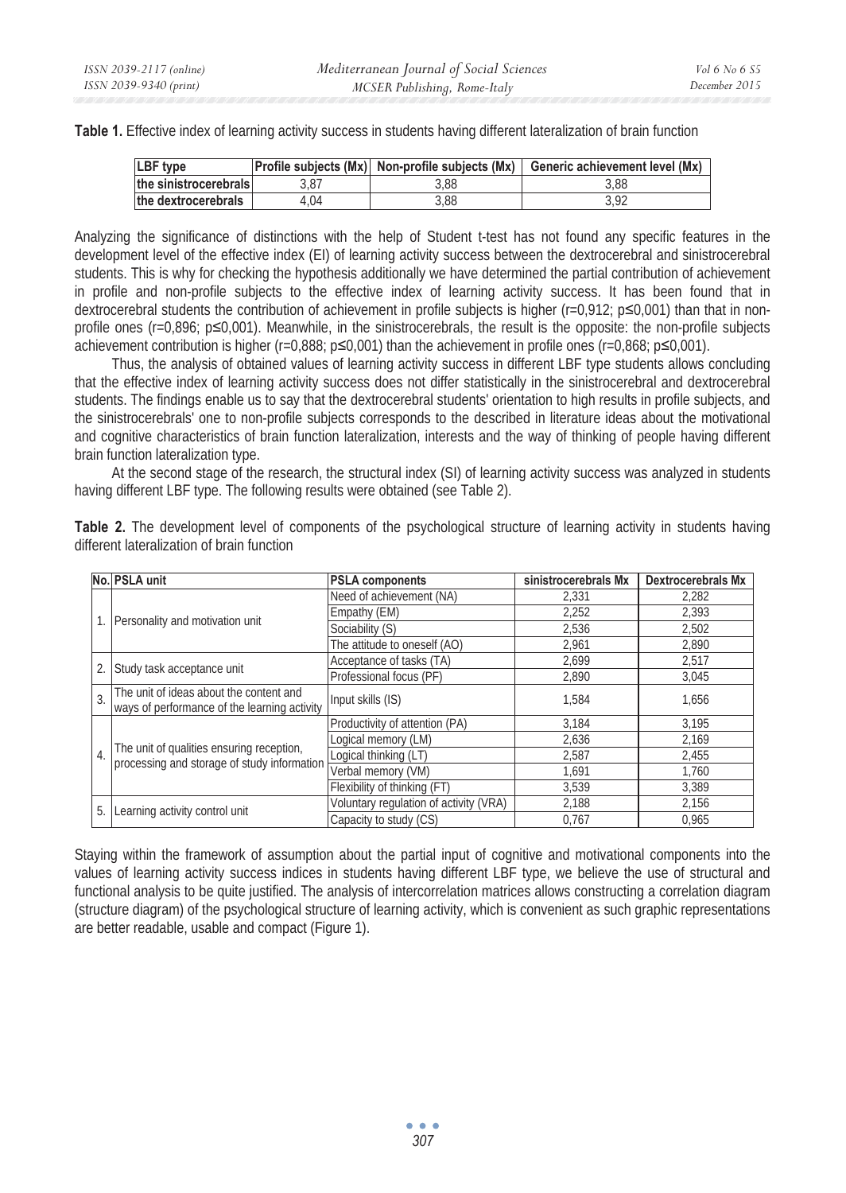**Table 1.** Effective index of learning activity success in students having different lateralization of brain function

| LBF type | Profile subjects (Mx) | Non-profile subjects (Mx) | Generic achievement level (Mx) |
|---|---|---|---|
| the sinistrocerebrals | 3,87 | 3,88 | 3,88 |
| the dextrocerebrals | 4,04 | 3,88 | 3,92 |

Analyzing the significance of distinctions with the help of Student t-test has not found any specific features in the development level of the effective index (EI) of learning activity success between the dextrocerebral and sinistrocerebral students. This is why for checking the hypothesis additionally we have determined the partial contribution of achievement in profile and non-profile subjects to the effective index of learning activity success. It has been found that in dextrocerebral students the contribution of achievement in profile subjects is higher ($r=0,912$; $p≤0,001$) than that in non-profile ones ($r=0,896$; $p≤0,001$). Meanwhile, in the sinistrocerebrals, the result is the opposite: the non-profile subjects achievement contribution is higher ($r=0,888$; $p≤0,001$) than the achievement in profile ones ($r=0,868$; $p≤0,001$).

Thus, the analysis of obtained values of learning activity success in different LBF type students allows concluding that the effective index of learning activity success does not differ statistically in the sinistrocerebral and dextrocerebral students. The findings enable us to say that the dextrocerebral students' orientation to high results in profile subjects, and the sinistrocerebrals' one to non-profile subjects corresponds to the described in literature ideas about the motivational and cognitive characteristics of brain function lateralization, interests and the way of thinking of people having different brain function lateralization type.

At the second stage of the research, the structural index (SI) of learning activity success was analyzed in students having different LBF type. The following results were obtained (see Table 2).

**Table 2.** The development level of components of the psychological structure of learning activity in students having different lateralization of brain function

| No. | PSLA unit | PSLA components | sinistrocerebrals Mx | Dextrocerebrals Mx |
|---|---|---|---|---|
| 1. | Personality and motivation unit | Need of achievement (NA) | 2,331 | 2,282 |
| | | Empathy (EM) | 2,252 | 2,393 |
| | | Sociability (S) | 2,536 | 2,502 |
| | | The attitude to oneself (AO) | 2,961 | 2,890 |
| 2. | Study task acceptance unit | Acceptance of tasks (TA) | 2,699 | 2,517 |
| | | Professional focus (PF) | 2,890 | 3,045 |
| 3. | The unit of ideas about the content and ways of performance of the learning activity | Input skills (IS) | 1,584 | 1,656 |
| 4. | The unit of qualities ensuring reception, processing and storage of study information | Productivity of attention (PA) | 3,184 | 3,195 |
| | | Logical memory (LM) | 2,636 | 2,169 |
| | | Logical thinking (LT) | 2,587 | 2,455 |
| | | Verbal memory (VM) | 1,691 | 1,760 |
| | | Flexibility of thinking (FT) | 3,539 | 3,389 |
| 5. | Learning activity control unit | Voluntary regulation of activity (VRA) | 2,188 | 2,156 |
| | | Capacity to study (CS) | 0,767 | 0,965 |

Staying within the framework of assumption about the partial input of cognitive and motivational components into the values of learning activity success indices in students having different LBF type, we believe the use of structural and functional analysis to be quite justified. The analysis of intercorrelation matrices allows constructing a correlation diagram (structure diagram) of the psychological structure of learning activity, which is convenient as such graphic representations are better readable, usable and compact (Figure 1).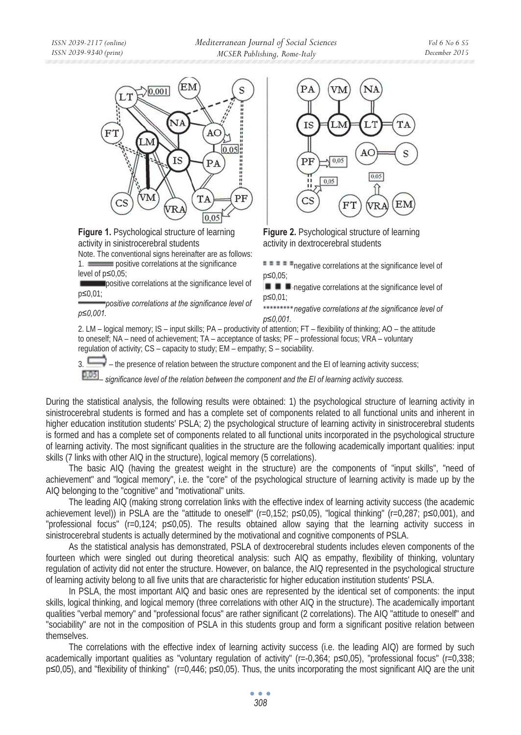**Figure 1.** Psychological structure of learning activity in sinistrocerebral students

**Figure 2.** Psychological structure of learning activity in dextrocerebral students

Note. The conventional signs hereinafter are as follows:

1. positive correlations at the significance level of p≤0,05;
   positive correlations at the significance level of p≤0,01;
   *positive correlations at the significance level of p≤0,001.*
   negative correlations at the significance level of p≤0,05;
   negative correlations at the significance level of p≤0,01;
   *negative correlations at the significance level of p≤0,001.*
2. LM – logical memory; IS – input skills; PA – productivity of attention; FT – flexibility of thinking; AO – the attitude to oneself; NA – need of achievement; TA – acceptance of tasks; PF – professional focus; VRA – voluntary regulation of activity; CS – capacity to study; EM – empathy; S – sociability.
3. – the presence of relation between the structure component and the EI of learning activity success;
   – *significance level of the relation between the component and the EI of learning activity success.*

During the statistical analysis, the following results were obtained: 1) the psychological structure of learning activity in sinistrocerebral students is formed and has a complete set of components related to all functional units and inherent in higher education institution students' PSLA; 2) the psychological structure of learning activity in sinistrocerebral students is formed and has a complete set of components related to all functional units incorporated in the psychological structure of learning activity. The most significant qualities in the structure are the following academically important qualities: input skills (7 links with other AIQ in the structure), logical memory (5 correlations).

The basic AIQ (having the greatest weight in the structure) are the components of "input skills", "need of achievement" and "logical memory", i.e. the "core" of the psychological structure of learning activity is made up by the AIQ belonging to the "cognitive" and "motivational" units.

The leading AIQ (making strong correlation links with the effective index of learning activity success (the academic achievement level)) in PSLA are the "attitude to oneself" (r=0,152; p≤0,05), "logical thinking" (r=0,287; p≤0,001), and "professional focus" (r=0,124; p≤0,05). The results obtained allow saying that the learning activity success in sinistrocerebral students is actually determined by the motivational and cognitive components of PSLA.

As the statistical analysis has demonstrated, PSLA of dextrocerebral students includes eleven components of the fourteen which were singled out during theoretical analysis: such AIQ as empathy, flexibility of thinking, voluntary regulation of activity did not enter the structure. However, on balance, the AIQ represented in the psychological structure of learning activity belong to all five units that are characteristic for higher education institution students' PSLA.

In PSLA, the most important AIQ and basic ones are represented by the identical set of components: the input skills, logical thinking, and logical memory (three correlations with other AIQ in the structure). The academically important qualities "verbal memory" and "professional focus" are rather significant (2 correlations). The AIQ "attitude to oneself" and "sociability" are not in the composition of PSLA in this students group and form a significant positive relation between themselves.

The correlations with the effective index of learning activity success (i.e. the leading AIQ) are formed by such academically important qualities as "voluntary regulation of activity" (r=-0,364; p≤0,05), "professional focus" (r=0,338; p≤0,05), and "flexibility of thinking" (r=0,446; p≤0,05). Thus, the units incorporating the most significant AIQ are the unit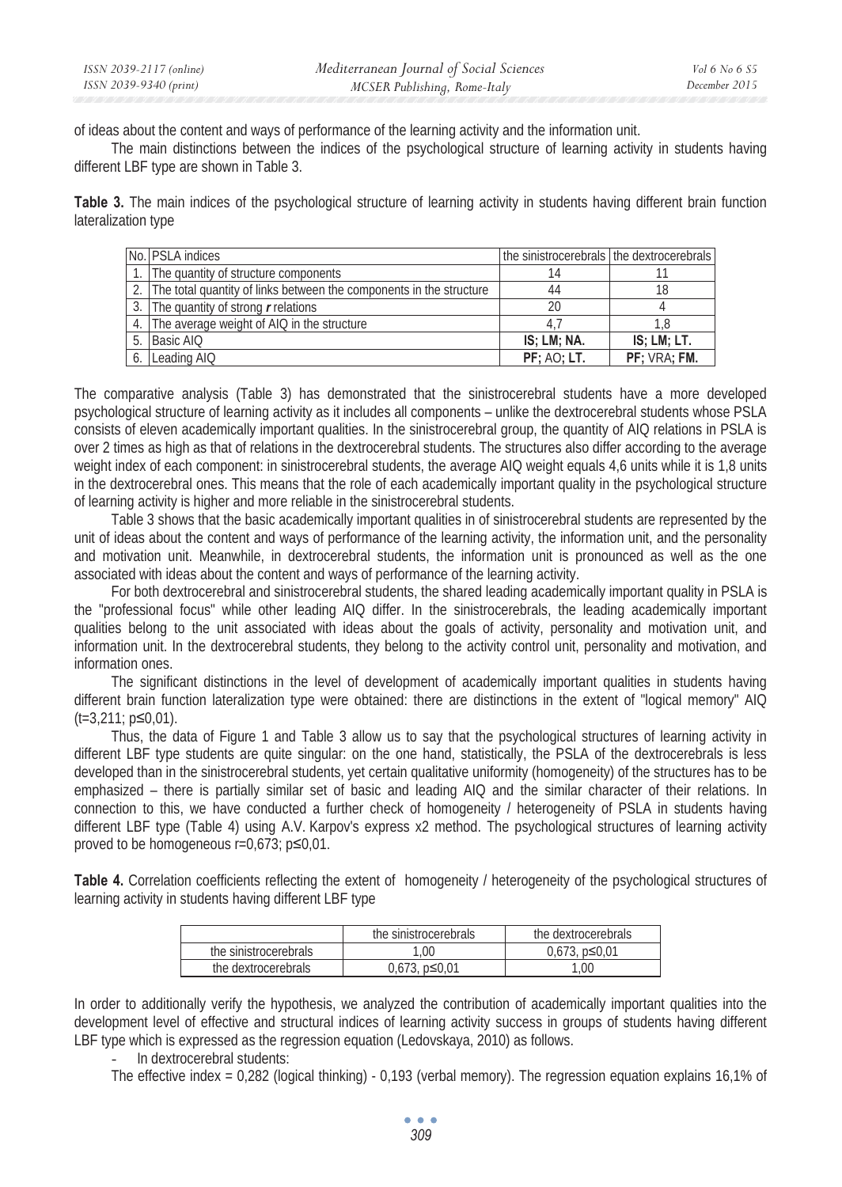of ideas about the content and ways of performance of the learning activity and the information unit.

The main distinctions between the indices of the psychological structure of learning activity in students having different LBF type are shown in Table 3.

**Table 3.** The main indices of the psychological structure of learning activity in students having different brain function lateralization type

| No. | PSLA indices | the sinistrocerebrals | the dextrocerebrals |
|---|---|---|---|
| 1. | The quantity of structure components | 14 | 11 |
| 2. | The total quantity of links between the components in the structure | 44 | 18 |
| 3. | The quantity of strong ***r*** relations | 20 | 4 |
| 4. | The average weight of AIQ in the structure | 4,7 | 1,8 |
| 5. | Basic AIQ | **IS; LM; NA.** | **IS; LM; LT.** |
| 6. | Leading AIQ | **PF;** AO**; LT.** | **PF;** VRA**; FM.** |

The comparative analysis (Table 3) has demonstrated that the sinistrocerebral students have a more developed psychological structure of learning activity as it includes all components – unlike the dextrocerebral students whose PSLA consists of eleven academically important qualities. In the sinistrocerebral group, the quantity of AIQ relations in PSLA is over 2 times as high as that of relations in the dextrocerebral students. The structures also differ according to the average weight index of each component: in sinistrocerebral students, the average AIQ weight equals 4,6 units while it is 1,8 units in the dextrocerebral ones. This means that the role of each academically important quality in the psychological structure of learning activity is higher and more reliable in the sinistrocerebral students.

Table 3 shows that the basic academically important qualities in of sinistrocerebral students are represented by the unit of ideas about the content and ways of performance of the learning activity, the information unit, and the personality and motivation unit. Meanwhile, in dextrocerebral students, the information unit is pronounced as well as the one associated with ideas about the content and ways of performance of the learning activity.

For both dextrocerebral and sinistrocerebral students, the shared leading academically important quality in PSLA is the "professional focus" while other leading AIQ differ. In the sinistrocerebrals, the leading academically important qualities belong to the unit associated with ideas about the goals of activity, personality and motivation unit, and information unit. In the dextrocerebral students, they belong to the activity control unit, personality and motivation, and information ones.

The significant distinctions in the level of development of academically important qualities in students having different brain function lateralization type were obtained: there are distinctions in the extent of "logical memory" AIQ ($t$=3,211; $p \leq 0{,}01$).

Thus, the data of Figure 1 and Table 3 allow us to say that the psychological structures of learning activity in different LBF type students are quite singular: on the one hand, statistically, the PSLA of the dextrocerebrals is less developed than in the sinistrocerebral students, yet certain qualitative uniformity (homogeneity) of the structures has to be emphasized – there is partially similar set of basic and leading AIQ and the similar character of their relations. In connection to this, we have conducted a further check of homogeneity / heterogeneity of PSLA in students having different LBF type (Table 4) using A.V. Karpov's express x2 method. The psychological structures of learning activity proved to be homogeneous $r$=0,673; $p \leq 0{,}01$.

**Table 4.** Correlation coefficients reflecting the extent of homogeneity / heterogeneity of the psychological structures of learning activity in students having different LBF type

| | the sinistrocerebrals | the dextrocerebrals |
|---|---|---|
| the sinistrocerebrals | 1,00 | 0,673, p≤0,01 |
| the dextrocerebrals | 0,673, p≤0,01 | 1,00 |

In order to additionally verify the hypothesis, we analyzed the contribution of academically important qualities into the development level of effective and structural indices of learning activity success in groups of students having different LBF type which is expressed as the regression equation (Ledovskaya, 2010) as follows.

- In dextrocerebral students:

The effective index = 0,282 (logical thinking) - 0,193 (verbal memory). The regression equation explains 16,1% of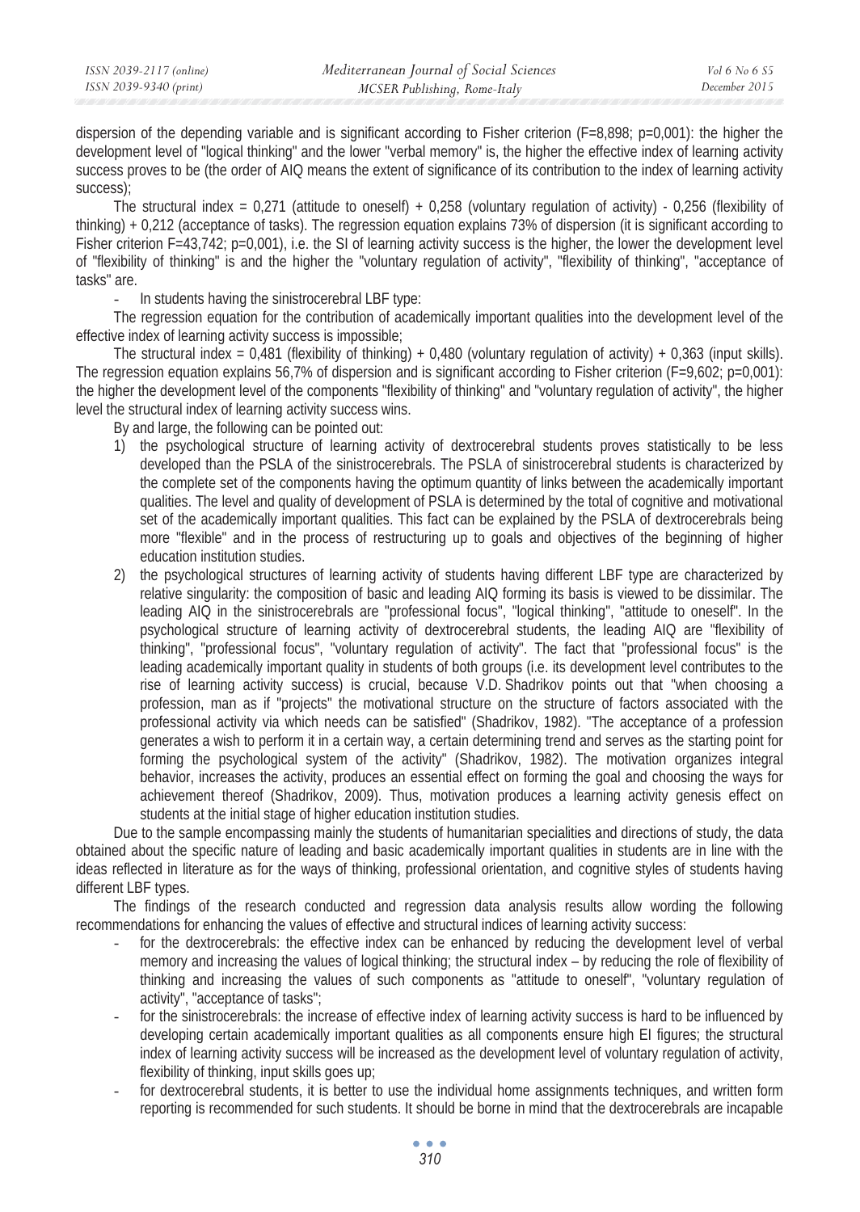dispersion of the depending variable and is significant according to Fisher criterion ($F=8,898$; $p=0,001$): the higher the development level of "logical thinking" and the lower "verbal memory" is, the higher the effective index of learning activity success proves to be (the order of AIQ means the extent of significance of its contribution to the index of learning activity success);

The structural index = 0,271 (attitude to oneself) + 0,258 (voluntary regulation of activity) - 0,256 (flexibility of thinking) + 0,212 (acceptance of tasks). The regression equation explains 73% of dispersion (it is significant according to Fisher criterion $F=43,742$; $p=0,001$), i.e. the SI of learning activity success is the higher, the lower the development level of "flexibility of thinking" is and the higher the "voluntary regulation of activity", "flexibility of thinking", "acceptance of tasks" are.

- In students having the sinistrocerebral LBF type:

The regression equation for the contribution of academically important qualities into the development level of the effective index of learning activity success is impossible;

The structural index = 0,481 (flexibility of thinking) + 0,480 (voluntary regulation of activity) + 0,363 (input skills). The regression equation explains 56,7% of dispersion and is significant according to Fisher criterion ($F=9,602$; $p=0,001$): the higher the development level of the components "flexibility of thinking" and "voluntary regulation of activity", the higher level the structural index of learning activity success wins.

By and large, the following can be pointed out:

1) the psychological structure of learning activity of dextrocerebral students proves statistically to be less developed than the PSLA of the sinistrocerebrals. The PSLA of sinistrocerebral students is characterized by the complete set of the components having the optimum quantity of links between the academically important qualities. The level and quality of development of PSLA is determined by the total of cognitive and motivational set of the academically important qualities. This fact can be explained by the PSLA of dextrocerebrals being more "flexible" and in the process of restructuring up to goals and objectives of the beginning of higher education institution studies.
2) the psychological structures of learning activity of students having different LBF type are characterized by relative singularity: the composition of basic and leading AIQ forming its basis is viewed to be dissimilar. The leading AIQ in the sinistrocerebrals are "professional focus", "logical thinking", "attitude to oneself". In the psychological structure of learning activity of dextrocerebral students, the leading AIQ are "flexibility of thinking", "professional focus", "voluntary regulation of activity". The fact that "professional focus" is the leading academically important quality in students of both groups (i.e. its development level contributes to the rise of learning activity success) is crucial, because V.D. Shadrikov points out that "when choosing a profession, man as if "projects" the motivational structure on the structure of factors associated with the professional activity via which needs can be satisfied" (Shadrikov, 1982). "The acceptance of a profession generates a wish to perform it in a certain way, a certain determining trend and serves as the starting point for forming the psychological system of the activity" (Shadrikov, 1982). The motivation organizes integral behavior, increases the activity, produces an essential effect on forming the goal and choosing the ways for achievement thereof (Shadrikov, 2009). Thus, motivation produces a learning activity genesis effect on students at the initial stage of higher education institution studies.

Due to the sample encompassing mainly the students of humanitarian specialities and directions of study, the data obtained about the specific nature of leading and basic academically important qualities in students are in line with the ideas reflected in literature as for the ways of thinking, professional orientation, and cognitive styles of students having different LBF types.

The findings of the research conducted and regression data analysis results allow wording the following recommendations for enhancing the values of effective and structural indices of learning activity success:

- for the dextrocerebrals: the effective index can be enhanced by reducing the development level of verbal memory and increasing the values of logical thinking; the structural index – by reducing the role of flexibility of thinking and increasing the values of such components as "attitude to oneself", "voluntary regulation of activity", "acceptance of tasks";
- for the sinistrocerebrals: the increase of effective index of learning activity success is hard to be influenced by developing certain academically important qualities as all components ensure high EI figures; the structural index of learning activity success will be increased as the development level of voluntary regulation of activity, flexibility of thinking, input skills goes up;
- for dextrocerebral students, it is better to use the individual home assignments techniques, and written form reporting is recommended for such students. It should be borne in mind that the dextrocerebrals are incapable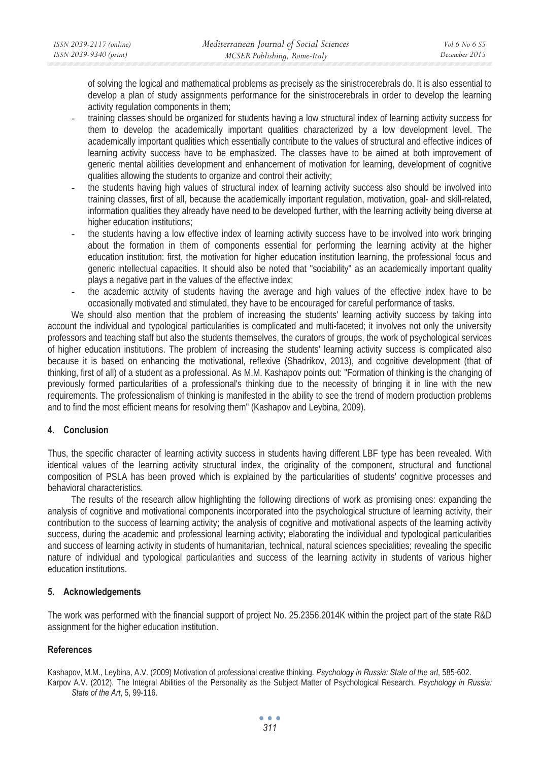of solving the logical and mathematical problems as precisely as the sinistrocerebrals do. It is also essential to develop a plan of study assignments performance for the sinistrocerebrals in order to develop the learning activity regulation components in them;

- training classes should be organized for students having a low structural index of learning activity success for them to develop the academically important qualities characterized by a low development level. The academically important qualities which essentially contribute to the values of structural and effective indices of learning activity success have to be emphasized. The classes have to be aimed at both improvement of generic mental abilities development and enhancement of motivation for learning, development of cognitive qualities allowing the students to organize and control their activity;
- the students having high values of structural index of learning activity success also should be involved into training classes, first of all, because the academically important regulation, motivation, goal- and skill-related, information qualities they already have need to be developed further, with the learning activity being diverse at higher education institutions;
- the students having a low effective index of learning activity success have to be involved into work bringing about the formation in them of components essential for performing the learning activity at the higher education institution: first, the motivation for higher education institution learning, the professional focus and generic intellectual capacities. It should also be noted that "sociability" as an academically important quality plays a negative part in the values of the effective index;
- the academic activity of students having the average and high values of the effective index have to be occasionally motivated and stimulated, they have to be encouraged for careful performance of tasks.

We should also mention that the problem of increasing the students' learning activity success by taking into account the individual and typological particularities is complicated and multi-faceted; it involves not only the university professors and teaching staff but also the students themselves, the curators of groups, the work of psychological services of higher education institutions. The problem of increasing the students' learning activity success is complicated also because it is based on enhancing the motivational, reflexive (Shadrikov, 2013), and cognitive development (that of thinking, first of all) of a student as a professional. As M.M. Kashapov points out: "Formation of thinking is the changing of previously formed particularities of a professional's thinking due to the necessity of bringing it in line with the new requirements. The professionalism of thinking is manifested in the ability to see the trend of modern production problems and to find the most efficient means for resolving them" (Kashapov and Leybina, 2009).

## 4. Conclusion

Thus, the specific character of learning activity success in students having different LBF type has been revealed. With identical values of the learning activity structural index, the originality of the component, structural and functional composition of PSLA has been proved which is explained by the particularities of students' cognitive processes and behavioral characteristics.

The results of the research allow highlighting the following directions of work as promising ones: expanding the analysis of cognitive and motivational components incorporated into the psychological structure of learning activity, their contribution to the success of learning activity; the analysis of cognitive and motivational aspects of the learning activity success, during the academic and professional learning activity; elaborating the individual and typological particularities and success of learning activity in students of humanitarian, technical, natural sciences specialities; revealing the specific nature of individual and typological particularities and success of the learning activity in students of various higher education institutions.

## 5. Acknowledgements

The work was performed with the financial support of project No. 25.2356.2014K within the project part of the state R&D assignment for the higher education institution.

## References

Kashapov, M.M., Leybina, A.V. (2009) Motivation of professional creative thinking. *Psychology in Russia: State of the art,* 585-602.

Karpov A.V. (2012). The Integral Abilities of the Personality as the Subject Matter of Psychological Research. *Psychology in Russia: State of the Art*, 5, 99-116.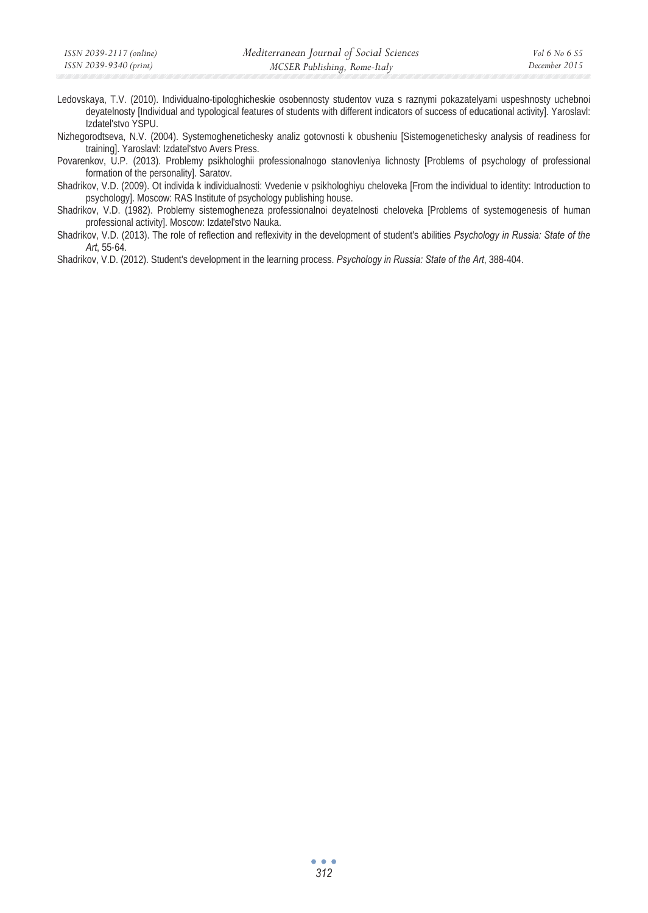Ledovskaya, T.V. (2010). Individualno-tipologhicheskie osobennosty studentov vuza s raznymi pokazatelyami uspeshnosty uchebnoi deyatelnosty [Individual and typological features of students with different indicators of success of educational activity]. Yaroslavl: Izdatel'stvo YSPU.

Nizhegorodtseva, N.V. (2004). Systemogheneticheskу analiz gotovnosti k obusheniu [Sistemogeneticheskу analysis of readiness for training]. Yaroslavl: Izdatel'stvo Avers Press.

Povarenkov, U.P. (2013). Problemy psikhologhii professionalnogo stanovleniya lichnosty [Problems of psychology of professional formation of the personality]. Saratov.

Shadrikov, V.D. (2009). Ot individa k individualnosti: Vvedenie v psikhologhiyu cheloveka [From the individual to identity: Introduction to psychology]. Moscow: RAS Institute of psychology publishing house.

Shadrikov, V.D. (1982). Problemy sistemogheneza professionalnoi deyatelnosti cheloveka [Problems of systemogenesis of human professional activity]. Moscow: Izdatel'stvo Nauka.

Shadrikov, V.D. (2013). The role of reflection and reflexivity in the development of student's abilities *Psychology in Russia: State of the Art*, 55-64.

Shadrikov, V.D. (2012). Student's development in the learning process. *Psychology in Russia: State of the Art*, 388-404.